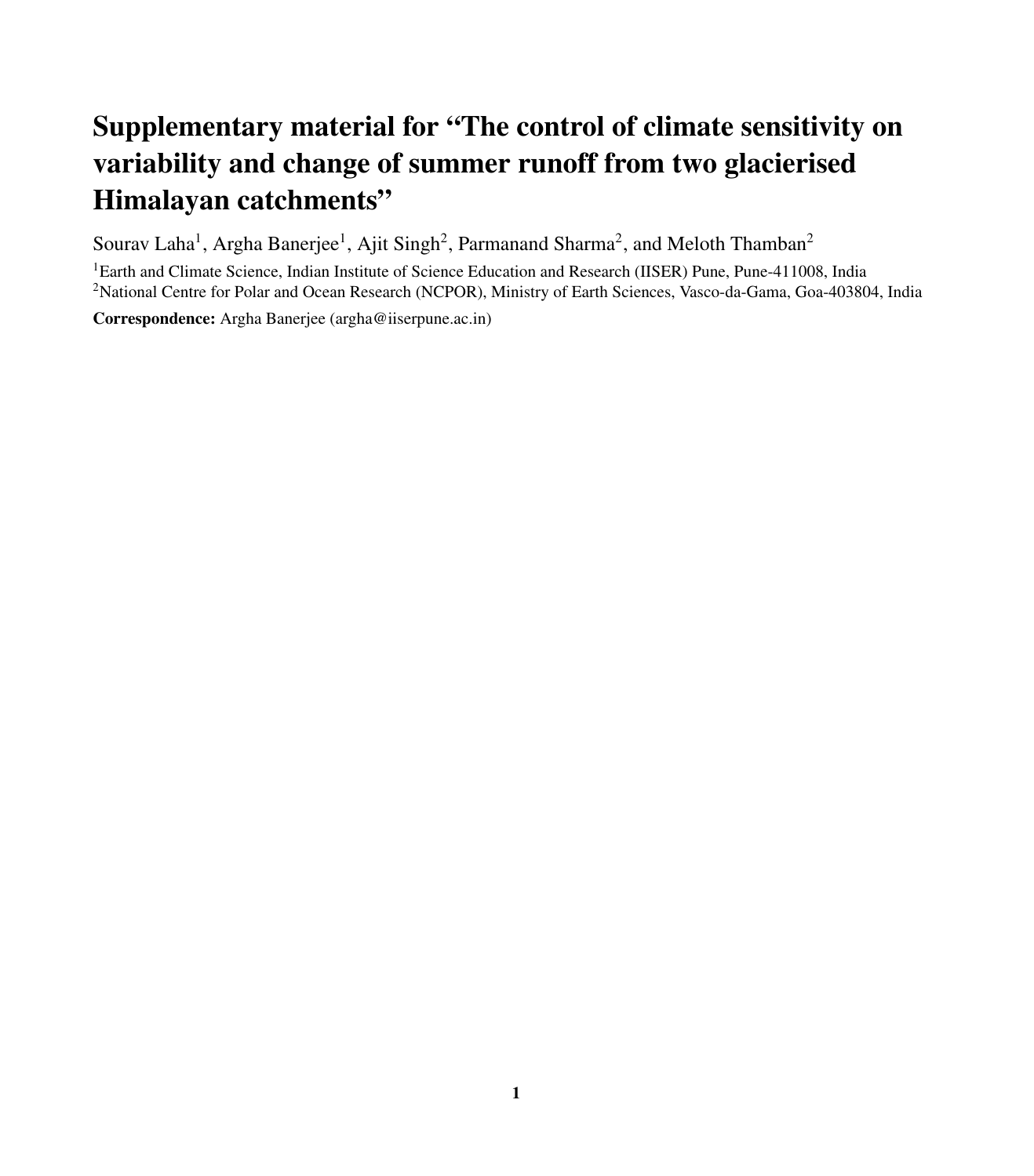# Supplementary material for "The control of climate sensitivity on variability and change of summer runoff from two glacierised Himalayan catchments"

Sourav Laha[1], Argha Banerjee[1], Ajit Singh[2], Parmanand Sharma[2], and Meloth Thamban[2]

[1]Earth and Climate Science, Indian Institute of Science Education and Research (IISER) Pune, Pune-411008, India
[2]National Centre for Polar and Ocean Research (NCPOR), Ministry of Earth Sciences, Vasco-da-Gama, Goa-403804, India

**Correspondence:** Argha Banerjee (argha@iiserpune.ac.in)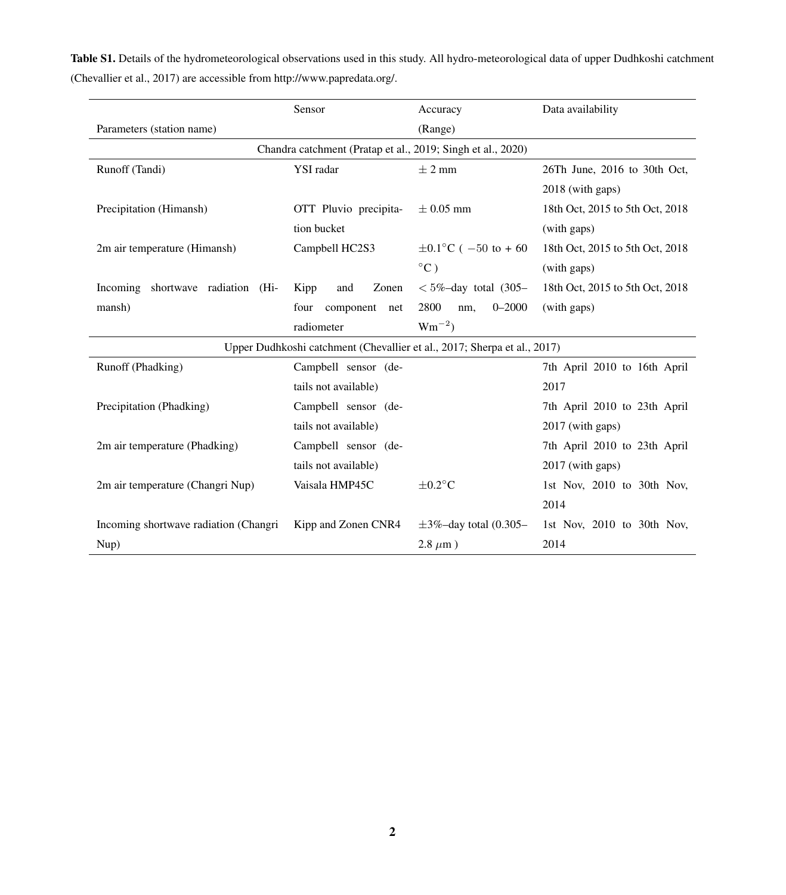**Table S1.** Details of the hydrometeorological observations used in this study. All hydro-meteorological data of upper Dudhkoshi catchment (Chevallier et al., 2017) are accessible from http://www.papredata.org/.

| Parameters (station name) | Sensor | Accuracy (Range) | Data availability |
|---|---|---|---|
| Chandra catchment (Pratap et al., 2019; Singh et al., 2020) | | | |
| Runoff (Tandi) | YSI radar | ± 2 mm | 26Th June, 2016 to 30th Oct, 2018 (with gaps) |
| Precipitation (Himansh) | OTT Pluvio precipitation bucket | ± 0.05 mm | 18th Oct, 2015 to 5th Oct, 2018 (with gaps) |
| 2m air temperature (Himansh) | Campbell HC2S3 | ±0.1°C ( −50 to + 60 °C ) | 18th Oct, 2015 to 5th Oct, 2018 (with gaps) |
| Incoming shortwave radiation (Himansh) | Kipp and Zonen four component net radiometer | < 5%–day total (305–2800 nm, 0–2000 $Wm^{-2}$) | 18th Oct, 2015 to 5th Oct, 2018 (with gaps) |
| Upper Dudhkoshi catchment (Chevallier et al., 2017; Sherpa et al., 2017) | | | |
| Runoff (Phadking) | Campbell sensor (details not available) | | 7th April 2010 to 16th April 2017 |
| Precipitation (Phadking) | Campbell sensor (details not available) | | 7th April 2010 to 23th April 2017 (with gaps) |
| 2m air temperature (Phadking) | Campbell sensor (details not available) | | 7th April 2010 to 23th April 2017 (with gaps) |
| 2m air temperature (Changri Nup) | Vaisala HMP45C | ±0.2°C | 1st Nov, 2010 to 30th Nov, 2014 |
| Incoming shortwave radiation (Changri Nup) | Kipp and Zonen CNR4 | ±3%–day total (0.305–2.8 $\mu$m ) | 1st Nov, 2010 to 30th Nov, 2014 |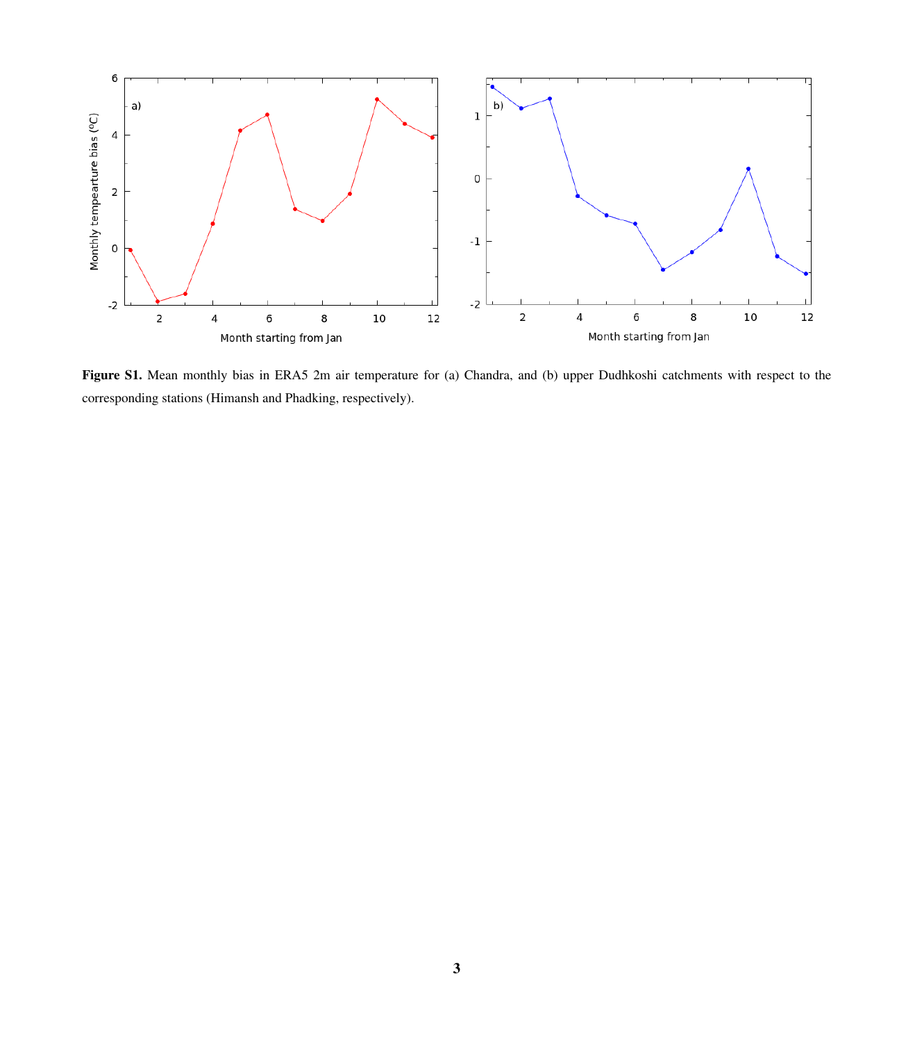a)

Monthly tempearture bias (°C)

6
4
2
0
-2

2 4 6 8 10 12

Month starting from Jan

b)

1
0
-1
-2

2 4 6 8 10 12

Month starting from Jan

**Figure S1.** Mean monthly bias in ERA5 2m air temperature for (a) Chandra, and (b) upper Dudhkoshi catchments with respect to the corresponding stations (Himansh and Phadking, respectively).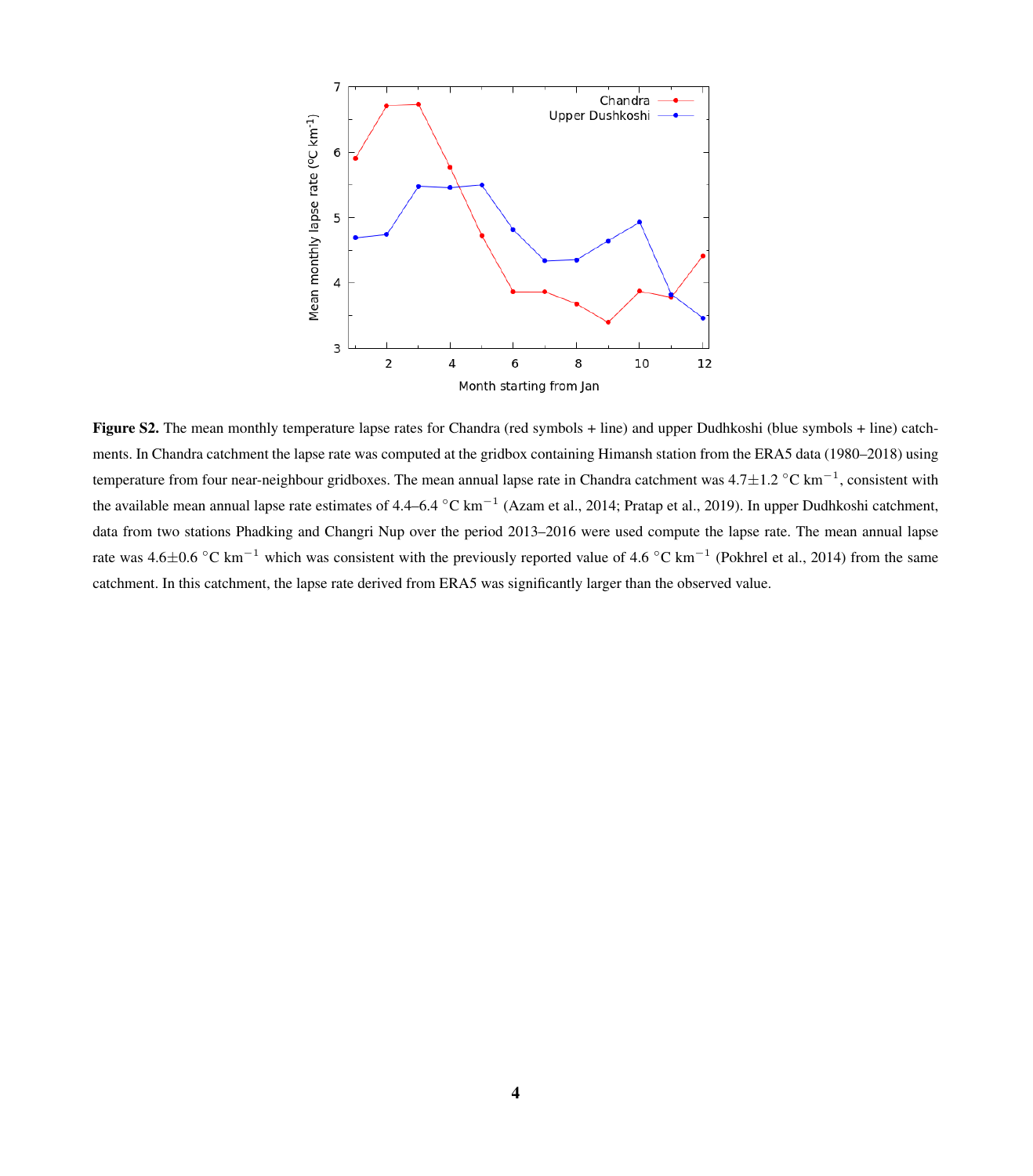Chandra
Upper Dushkoshi

Mean monthly lapse rate (°C km$^{-1}$)

7
6
5
4
3

2
4
6
8
10
12

Month starting from Jan

**Figure S2.** The mean monthly temperature lapse rates for Chandra (red symbols + line) and upper Dudhkoshi (blue symbols + line) catchments. In Chandra catchment the lapse rate was computed at the gridbox containing Himansh station from the ERA5 data (1980–2018) using temperature from four near-neighbour gridboxes. The mean annual lapse rate in Chandra catchment was 4.7±1.2 °C km$^{-1}$, consistent with the available mean annual lapse rate estimates of 4.4–6.4 °C km$^{-1}$ (Azam et al., 2014; Pratap et al., 2019). In upper Dudhkoshi catchment, data from two stations Phadking and Changri Nup over the period 2013–2016 were used compute the lapse rate. The mean annual lapse rate was 4.6±0.6 °C km$^{-1}$ which was consistent with the previously reported value of 4.6 °C km$^{-1}$ (Pokhrel et al., 2014) from the same catchment. In this catchment, the lapse rate derived from ERA5 was significantly larger than the observed value.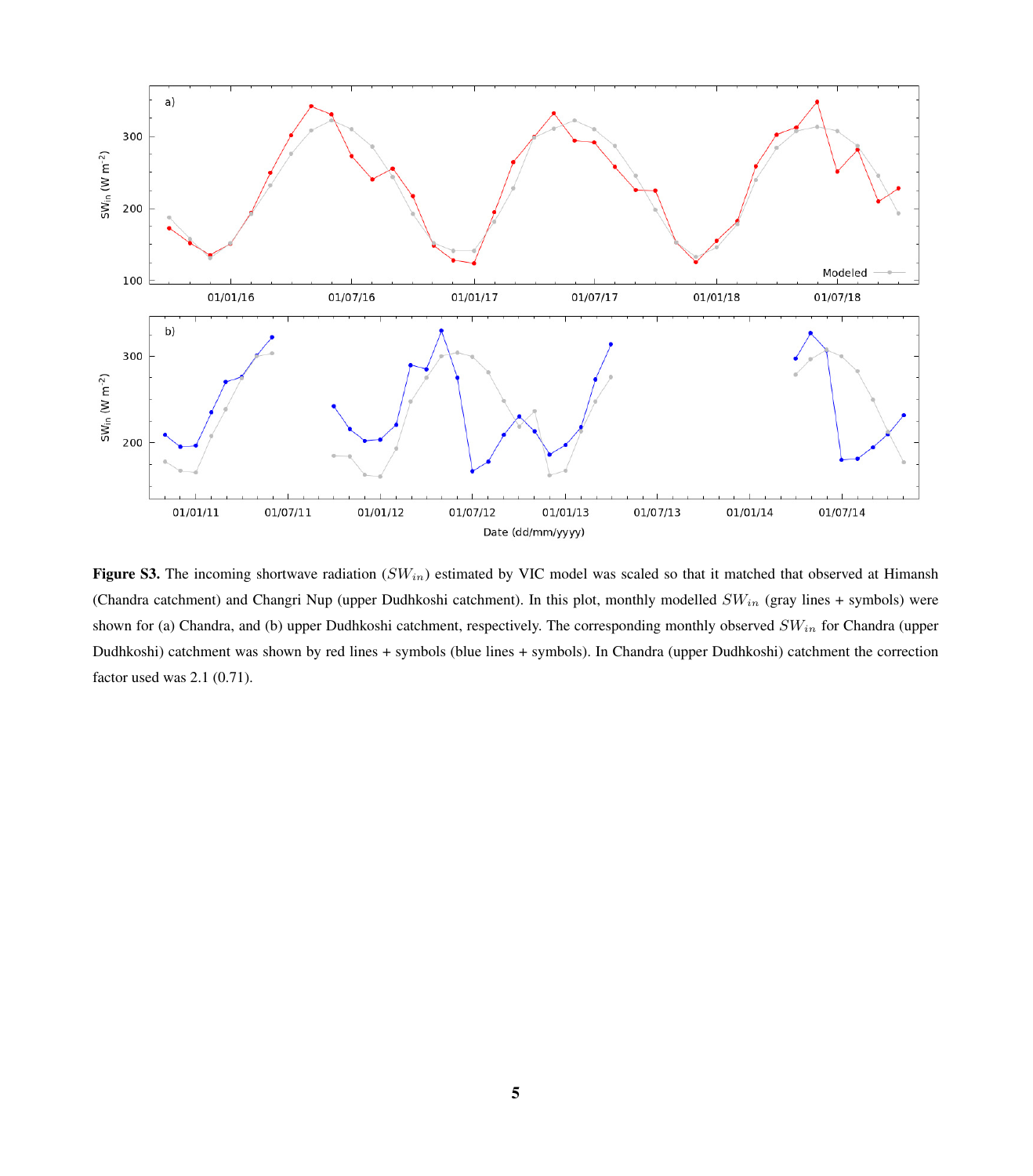a)

300

200

100

$SW_{in}$ (W m$^{-2}$)

Modeled

01/01/16 01/07/16 01/01/17 01/07/17 01/01/18 01/07/18

b)

300

200

$SW_{in}$ (W m$^{-2}$)

01/01/11 01/07/11 01/01/12 01/07/12 01/01/13 01/07/13 01/01/14 01/07/14

Date (dd/mm/yyyy)

**Figure S3.** The incoming shortwave radiation ($SW_{in}$) estimated by VIC model was scaled so that it matched that observed at Himansh (Chandra catchment) and Changri Nup (upper Dudhkoshi catchment). In this plot, monthly modelled $SW_{in}$ (gray lines + symbols) were shown for (a) Chandra, and (b) upper Dudhkoshi catchment, respectively. The corresponding monthly observed $SW_{in}$ for Chandra (upper Dudhkoshi) catchment was shown by red lines + symbols (blue lines + symbols). In Chandra (upper Dudhkoshi) catchment the correction factor used was 2.1 (0.71).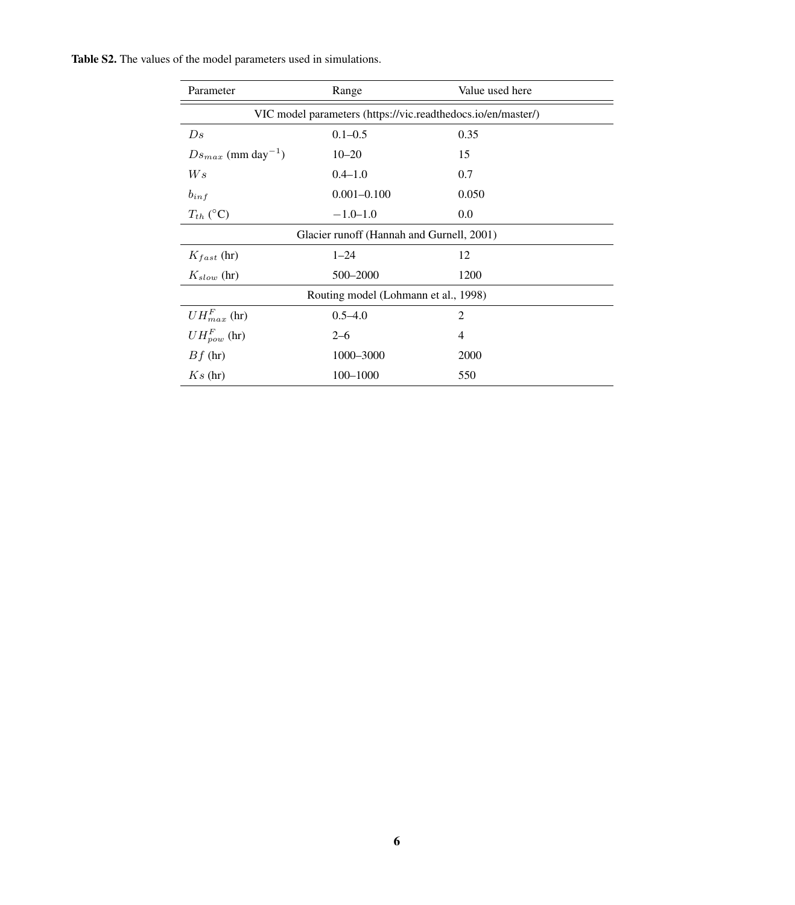**Table S2.** The values of the model parameters used in simulations.

| Parameter | Range | Value used here |
|---|---|---|
| VIC model parameters (https://vic.readthedocs.io/en/master/) | | |
| $Ds$ | 0.1–0.5 | 0.35 |
| $Ds_{max}$ (mm day$^{-1}$) | 10–20 | 15 |
| $Ws$ | 0.4–1.0 | 0.7 |
| $b_{inf}$ | 0.001–0.100 | 0.050 |
| $T_{th}$ (°C) | −1.0–1.0 | 0.0 |
| Glacier runoff (Hannah and Gurnell, 2001) | | |
| $K_{fast}$ (hr) | 1–24 | 12 |
| $K_{slow}$ (hr) | 500–2000 | 1200 |
| Routing model (Lohmann et al., 1998) | | |
| $UH^F_{max}$ (hr) | 0.5–4.0 | 2 |
| $UH^F_{pow}$ (hr) | 2–6 | 4 |
| $Bf$ (hr) | 1000–3000 | 2000 |
| $Ks$ (hr) | 100–1000 | 550 |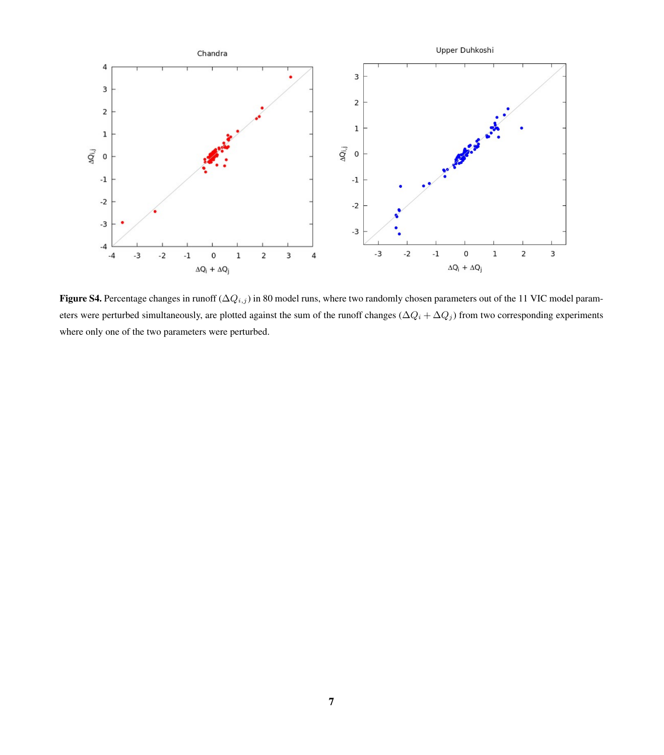Chandra

4
3
2
1
0
-1
-2
-3
-4

$\Delta Q_{i,j}$

-4 -3 -2 -1 0 1 2 3 4

$\Delta Q_i + \Delta Q_j$

Upper Duhkoshi

3
2
1
0
-1
-2
-3

$\Delta Q_{i,j}$

-3 -2 -1 0 1 2 3

$\Delta Q_i + \Delta Q_j$

**Figure S4.** Percentage changes in runoff ($\Delta Q_{i,j}$) in 80 model runs, where two randomly chosen parameters out of the 11 VIC model parameters were perturbed simultaneously, are plotted against the sum of the runoff changes ($\Delta Q_i + \Delta Q_j$) from two corresponding experiments where only one of the two parameters were perturbed.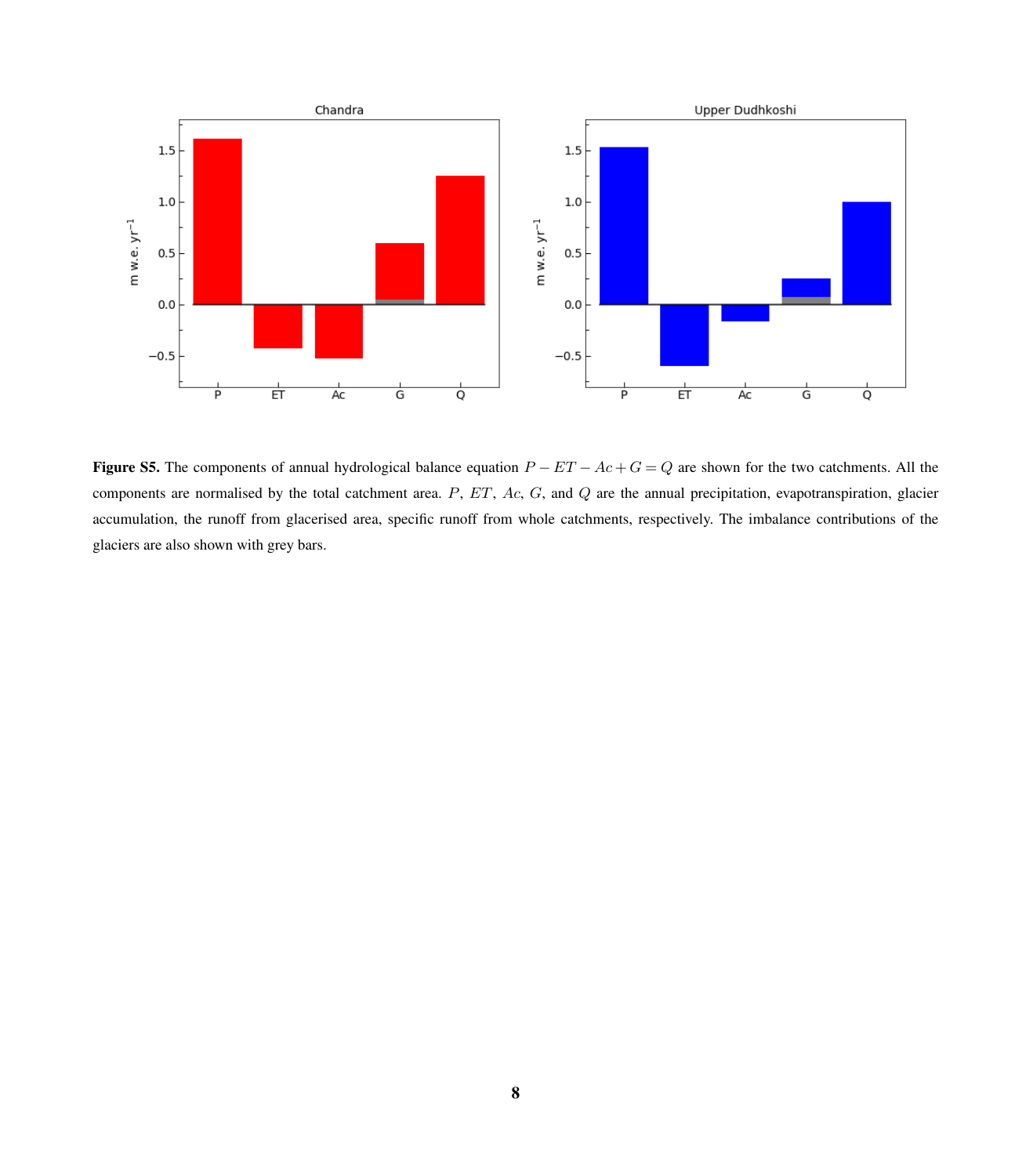Chandra

1.5
1.0
0.5
0.0
−0.5

m w.e. yr$^{-1}$

P ET Ac G Q

Upper Dudhkoshi

1.5
1.0
0.5
0.0
−0.5

m w.e. yr$^{-1}$

P ET Ac G Q

**Figure S5.** The components of annual hydrological balance equation $P - ET - Ac + G = Q$ are shown for the two catchments. All the components are normalised by the total catchment area. $P$, $ET$, $Ac$, $G$, and $Q$ are the annual precipitation, evapotranspiration, glacier accumulation, the runoff from glacerised area, specific runoff from whole catchments, respectively. The imbalance contributions of the glaciers are also shown with grey bars.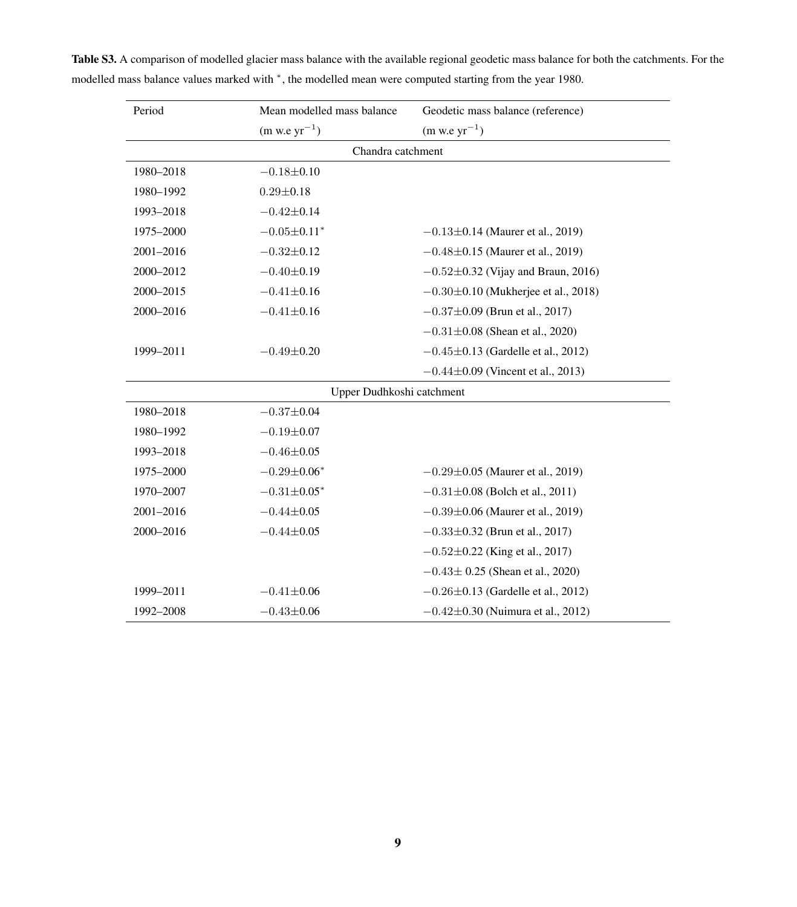**Table S3.** A comparison of modelled glacier mass balance with the available regional geodetic mass balance for both the catchments. For the modelled mass balance values marked with *, the modelled mean were computed starting from the year 1980.

| Period | Mean modelled mass balance (m w.e $yr^{-1}$) | Geodetic mass balance (reference) (m w.e $yr^{-1}$) |
|---|---|---|
| **Chandra catchment** | | |
| 1980–2018 | $-0.18\pm0.10$ | |
| 1980–1992 | $0.29\pm0.18$ | |
| 1993–2018 | $-0.42\pm0.14$ | |
| 1975–2000 | $-0.05\pm0.11^{*}$ | $-0.13\pm0.14$ (Maurer et al., 2019) |
| 2001–2016 | $-0.32\pm0.12$ | $-0.48\pm0.15$ (Maurer et al., 2019) |
| 2000–2012 | $-0.40\pm0.19$ | $-0.52\pm0.32$ (Vijay and Braun, 2016) |
| 2000–2015 | $-0.41\pm0.16$ | $-0.30\pm0.10$ (Mukherjee et al., 2018) |
| 2000–2016 | $-0.41\pm0.16$ | $-0.37\pm0.09$ (Brun et al., 2017) |
| | | $-0.31\pm0.08$ (Shean et al., 2020) |
| 1999–2011 | $-0.49\pm0.20$ | $-0.45\pm0.13$ (Gardelle et al., 2012) |
| | | $-0.44\pm0.09$ (Vincent et al., 2013) |
| **Upper Dudhkoshi catchment** | | |
| 1980–2018 | $-0.37\pm0.04$ | |
| 1980–1992 | $-0.19\pm0.07$ | |
| 1993–2018 | $-0.46\pm0.05$ | |
| 1975–2000 | $-0.29\pm0.06^{*}$ | $-0.29\pm0.05$ (Maurer et al., 2019) |
| 1970–2007 | $-0.31\pm0.05^{*}$ | $-0.31\pm0.08$ (Bolch et al., 2011) |
| 2001–2016 | $-0.44\pm0.05$ | $-0.39\pm0.06$ (Maurer et al., 2019) |
| 2000–2016 | $-0.44\pm0.05$ | $-0.33\pm0.32$ (Brun et al., 2017) |
| | | $-0.52\pm0.22$ (King et al., 2017) |
| | | $-0.43\pm0.25$ (Shean et al., 2020) |
| 1999–2011 | $-0.41\pm0.06$ | $-0.26\pm0.13$ (Gardelle et al., 2012) |
| 1992–2008 | $-0.43\pm0.06$ | $-0.42\pm0.30$ (Nuimura et al., 2012) |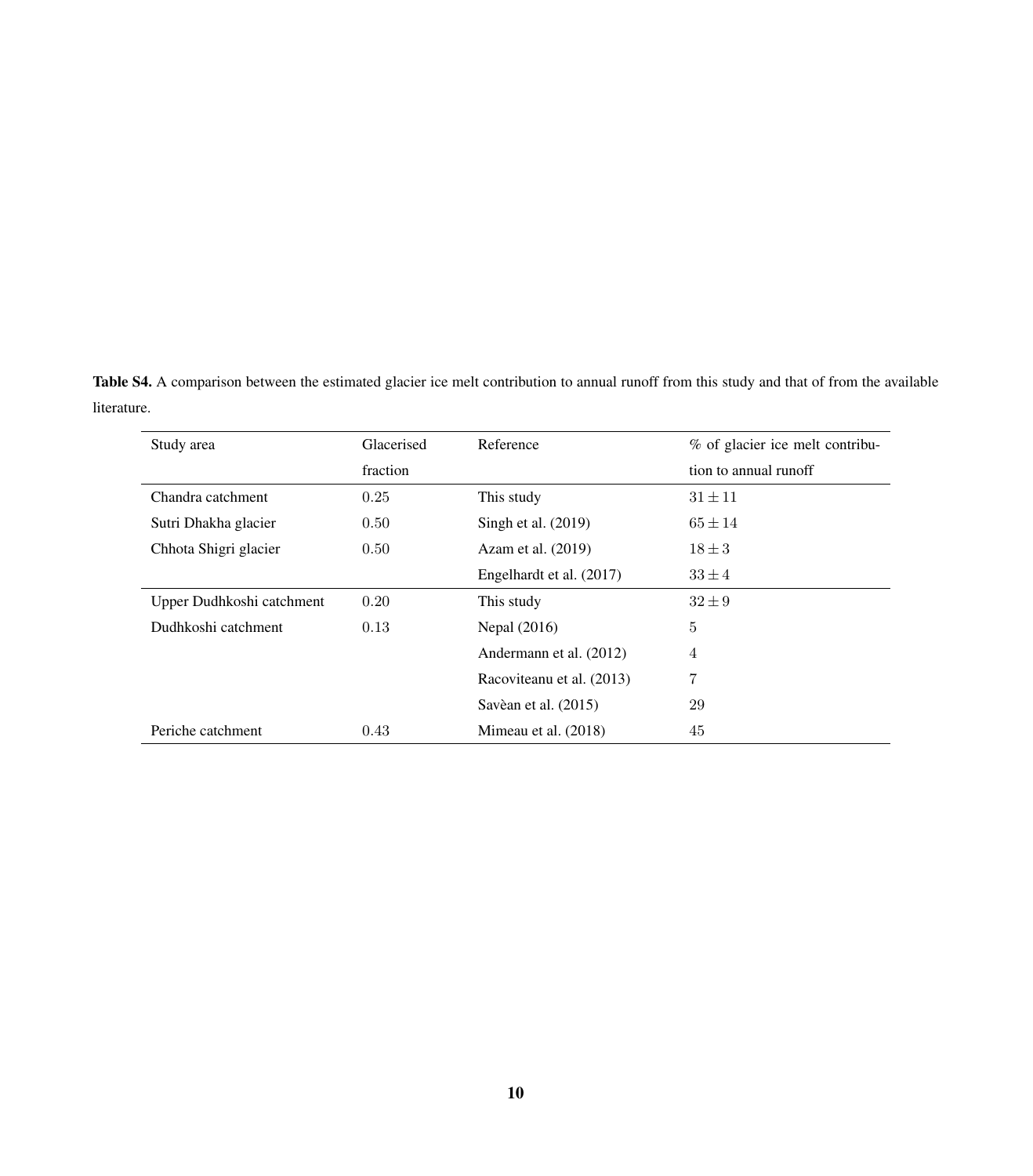**Table S4.** A comparison between the estimated glacier ice melt contribution to annual runoff from this study and that of from the available literature.

| Study area | Glacerised fraction | Reference | % of glacier ice melt contribution to annual runoff |
|---|---|---|---|
| Chandra catchment | 0.25 | This study | $31 \pm 11$ |
| Sutri Dhakha glacier | 0.50 | Singh et al. (2019) | $65 \pm 14$ |
| Chhota Shigri glacier | 0.50 | Azam et al. (2019) | $18 \pm 3$ |
| | | Engelhardt et al. (2017) | $33 \pm 4$ |
| Upper Dudhkoshi catchment | 0.20 | This study | $32 \pm 9$ |
| Dudhkoshi catchment | 0.13 | Nepal (2016) | 5 |
| | | Andermann et al. (2012) | 4 |
| | | Racoviteanu et al. (2013) | 7 |
| | | Savèan et al. (2015) | 29 |
| Periche catchment | 0.43 | Mimeau et al. (2018) | 45 |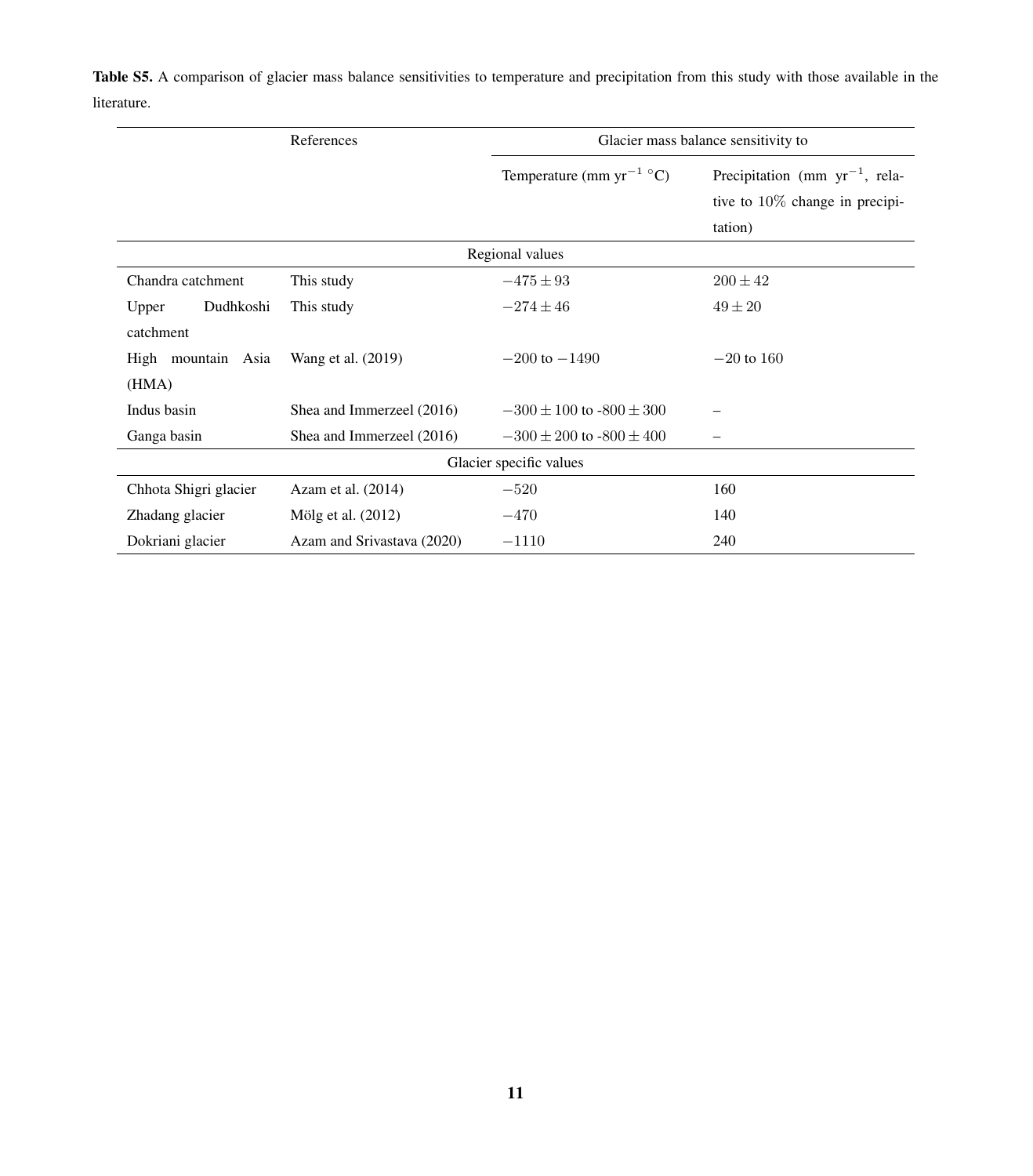**Table S5.** A comparison of glacier mass balance sensitivities to temperature and precipitation from this study with those available in the literature.

| | References | Glacier mass balance sensitivity to | |
|---|---|---|---|
| | | Temperature (mm yr$^{-1}$ °C) | Precipitation (mm yr$^{-1}$, relative to 10% change in precipitation) |
| **Regional values** | | | |
| Chandra catchment | This study | $-475 \pm 93$ | $200 \pm 42$ |
| Upper Dudhkoshi catchment | This study | $-274 \pm 46$ | $49 \pm 20$ |
| High mountain Asia (HMA) | Wang et al. (2019) | $-200$ to $-1490$ | $-20$ to 160 |
| Indus basin | Shea and Immerzeel (2016) | $-300 \pm 100$ to -$800 \pm 300$ | – |
| Ganga basin | Shea and Immerzeel (2016) | $-300 \pm 200$ to -$800 \pm 400$ | – |
| **Glacier specific values** | | | |
| Chhota Shigri glacier | Azam et al. (2014) | $-520$ | 160 |
| Zhadang glacier | Mölg et al. (2012) | $-470$ | 140 |
| Dokriani glacier | Azam and Srivastava (2020) | $-1110$ | 240 |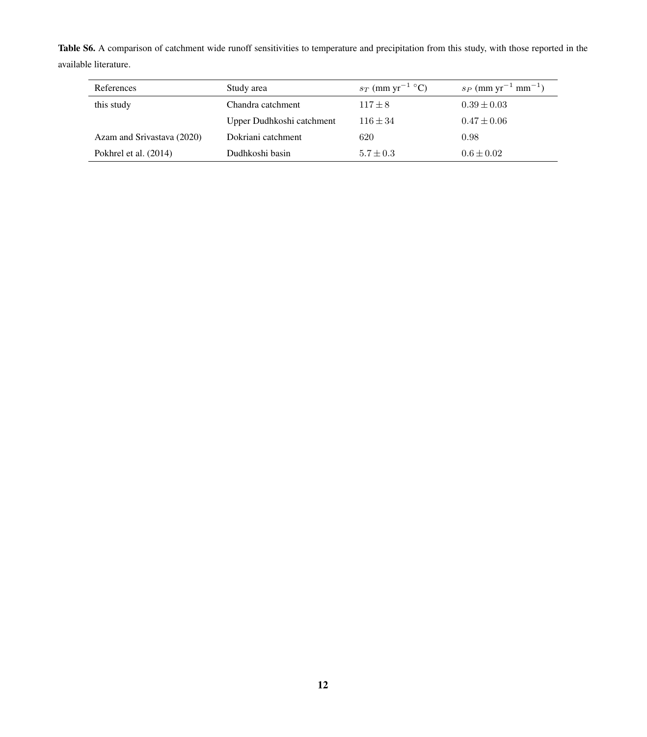**Table S6.** A comparison of catchment wide runoff sensitivities to temperature and precipitation from this study, with those reported in the available literature.

| References | Study area | $s_T$ (mm yr$^{-1}$ °C) | $s_P$ (mm yr$^{-1}$ mm$^{-1}$) |
|---|---|---|---|
| this study | Chandra catchment | $117 \pm 8$ | $0.39 \pm 0.03$ |
| | Upper Dudhkoshi catchment | $116 \pm 34$ | $0.47 \pm 0.06$ |
| Azam and Srivastava (2020) | Dokriani catchment | $620$ | $0.98$ |
| Pokhrel et al. (2014) | Dudhkoshi basin | $5.7 \pm 0.3$ | $0.6 \pm 0.02$ |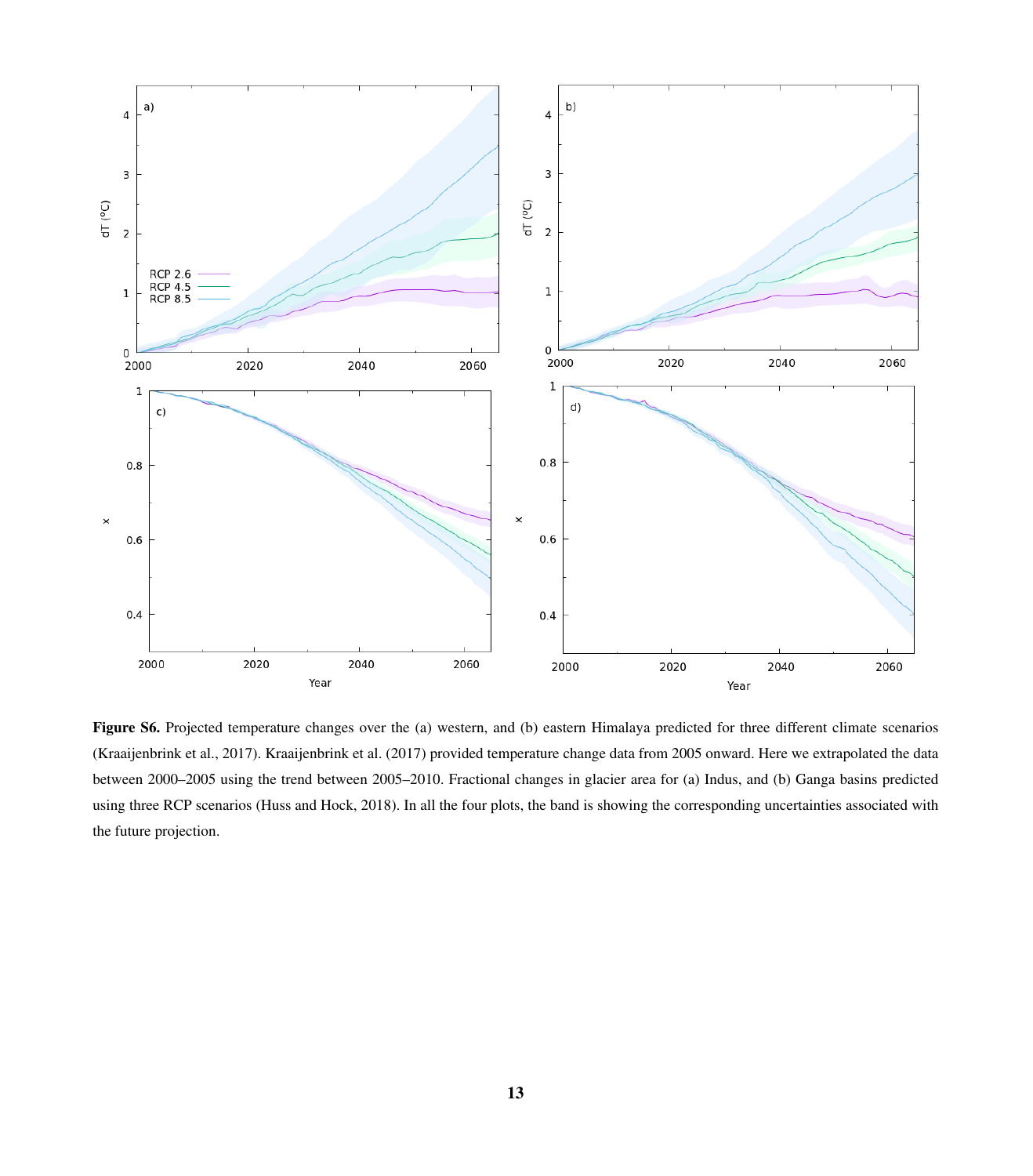a)

4
3
2
1
0

dT (°C)

RCP 2.6
RCP 4.5
RCP 8.5

2000 2020 2040 2060

b)

4
3
2
1
0

dT (°C)

2000 2020 2040 2060

c)

1
0.8
0.6
0.4

x

2000 2020 2040 2060

Year

d)

1
0.8
0.6
0.4

x

2000 2020 2040 2060

Year

**Figure S6.** Projected temperature changes over the (a) western, and (b) eastern Himalaya predicted for three different climate scenarios (Kraaijenbrink et al., 2017). Kraaijenbrink et al. (2017) provided temperature change data from 2005 onward. Here we extrapolated the data between 2000–2005 using the trend between 2005–2010. Fractional changes in glacier area for (a) Indus, and (b) Ganga basins predicted using three RCP scenarios (Huss and Hock, 2018). In all the four plots, the band is showing the corresponding uncertainties associated with the future projection.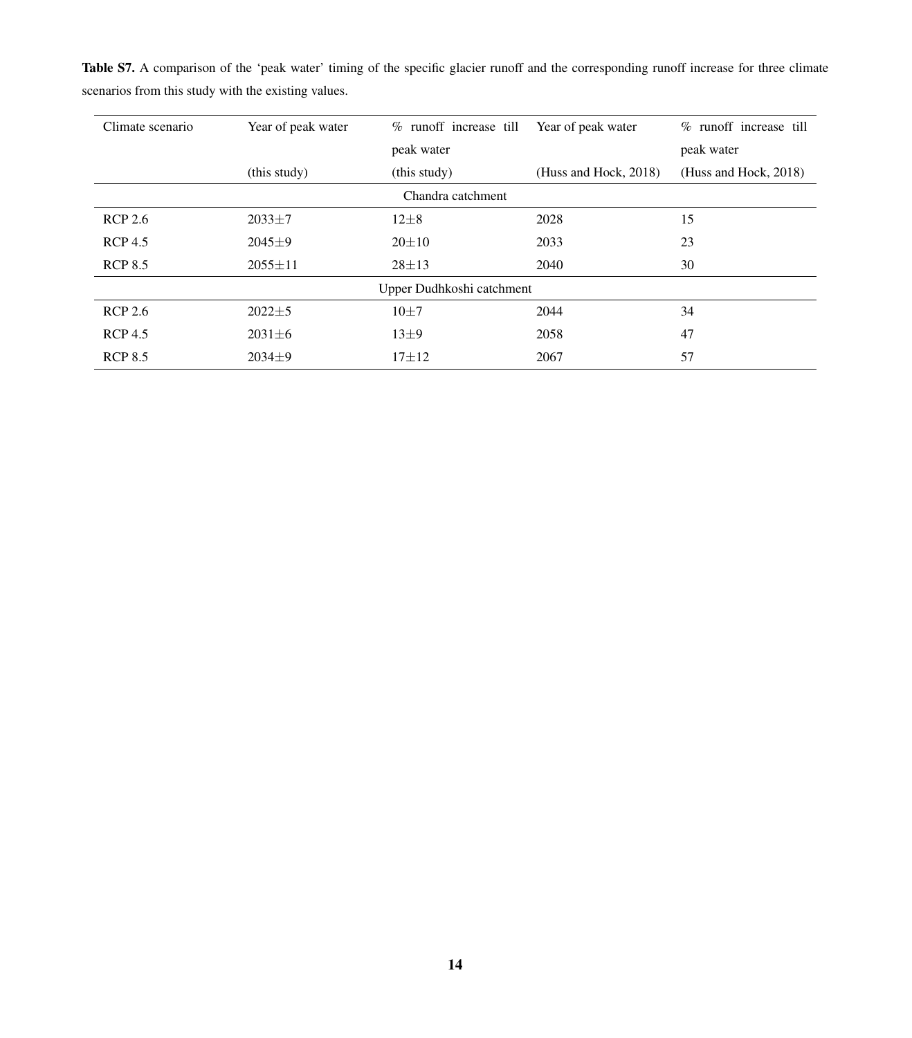**Table S7.** A comparison of the 'peak water' timing of the specific glacier runoff and the corresponding runoff increase for three climate scenarios from this study with the existing values.

| Climate scenario | Year of peak water (this study) | % runoff increase till peak water (this study) | Year of peak water (Huss and Hock, 2018) | % runoff increase till peak water (Huss and Hock, 2018) |
|---|---|---|---|---|
| | | Chandra catchment | | |
| RCP 2.6 | 2033±7 | 12±8 | 2028 | 15 |
| RCP 4.5 | 2045±9 | 20±10 | 2033 | 23 |
| RCP 8.5 | 2055±11 | 28±13 | 2040 | 30 |
| | | Upper Dudhkoshi catchment | | |
| RCP 2.6 | 2022±5 | 10±7 | 2044 | 34 |
| RCP 4.5 | 2031±6 | 13±9 | 2058 | 47 |
| RCP 8.5 | 2034±9 | 17±12 | 2067 | 57 |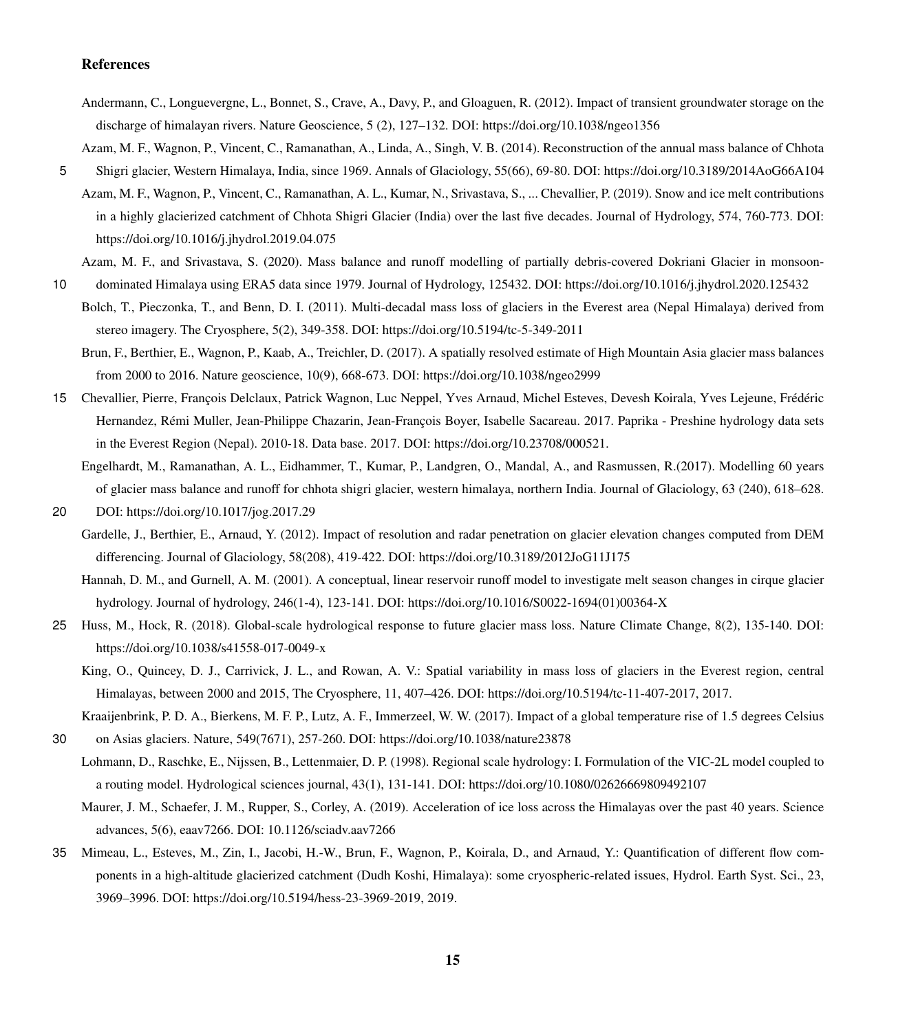## References

Andermann, C., Longuevergne, L., Bonnet, S., Crave, A., Davy, P., and Gloaguen, R. (2012). Impact of transient groundwater storage on the discharge of himalayan rivers. Nature Geoscience, 5 (2), 127–132. DOI: https://doi.org/10.1038/ngeo1356

Azam, M. F., Wagnon, P., Vincent, C., Ramanathan, A., Linda, A., Singh, V. B. (2014). Reconstruction of the annual mass balance of Chhota Shigri glacier, Western Himalaya, India, since 1969. Annals of Glaciology, 55(66), 69-80. DOI: https://doi.org/10.3189/2014AoG66A104

Azam, M. F., Wagnon, P., Vincent, C., Ramanathan, A. L., Kumar, N., Srivastava, S., ... Chevallier, P. (2019). Snow and ice melt contributions in a highly glacierized catchment of Chhota Shigri Glacier (India) over the last five decades. Journal of Hydrology, 574, 760-773. DOI: https://doi.org/10.1016/j.jhydrol.2019.04.075

Azam, M. F., and Srivastava, S. (2020). Mass balance and runoff modelling of partially debris-covered Dokriani Glacier in monsoon-dominated Himalaya using ERA5 data since 1979. Journal of Hydrology, 125432. DOI: https://doi.org/10.1016/j.jhydrol.2020.125432

Bolch, T., Pieczonka, T., and Benn, D. I. (2011). Multi-decadal mass loss of glaciers in the Everest area (Nepal Himalaya) derived from stereo imagery. The Cryosphere, 5(2), 349-358. DOI: https://doi.org/10.5194/tc-5-349-2011

Brun, F., Berthier, E., Wagnon, P., Kaab, A., Treichler, D. (2017). A spatially resolved estimate of High Mountain Asia glacier mass balances from 2000 to 2016. Nature geoscience, 10(9), 668-673. DOI: https://doi.org/10.1038/ngeo2999

Chevallier, Pierre, François Delclaux, Patrick Wagnon, Luc Neppel, Yves Arnaud, Michel Esteves, Devesh Koirala, Yves Lejeune, Frédéric Hernandez, Rémi Muller, Jean-Philippe Chazarin, Jean-François Boyer, Isabelle Sacareau. 2017. Paprika - Preshine hydrology data sets in the Everest Region (Nepal). 2010-18. Data base. 2017. DOI: https://doi.org/10.23708/000521.

Engelhardt, M., Ramanathan, A. L., Eidhammer, T., Kumar, P., Landgren, O., Mandal, A., and Rasmussen, R.(2017). Modelling 60 years of glacier mass balance and runoff for chhota shigri glacier, western himalaya, northern India. Journal of Glaciology, 63 (240), 618–628. DOI: https://doi.org/10.1017/jog.2017.29

Gardelle, J., Berthier, E., Arnaud, Y. (2012). Impact of resolution and radar penetration on glacier elevation changes computed from DEM differencing. Journal of Glaciology, 58(208), 419-422. DOI: https://doi.org/10.3189/2012JoG11J175

Hannah, D. M., and Gurnell, A. M. (2001). A conceptual, linear reservoir runoff model to investigate melt season changes in cirque glacier hydrology. Journal of hydrology, 246(1-4), 123-141. DOI: https://doi.org/10.1016/S0022-1694(01)00364-X

Huss, M., Hock, R. (2018). Global-scale hydrological response to future glacier mass loss. Nature Climate Change, 8(2), 135-140. DOI: https://doi.org/10.1038/s41558-017-0049-x

King, O., Quincey, D. J., Carrivick, J. L., and Rowan, A. V.: Spatial variability in mass loss of glaciers in the Everest region, central Himalayas, between 2000 and 2015, The Cryosphere, 11, 407–426. DOI: https://doi.org/10.5194/tc-11-407-2017, 2017.

Kraaijenbrink, P. D. A., Bierkens, M. F. P., Lutz, A. F., Immerzeel, W. W. (2017). Impact of a global temperature rise of 1.5 degrees Celsius on Asias glaciers. Nature, 549(7671), 257-260. DOI: https://doi.org/10.1038/nature23878

Lohmann, D., Raschke, E., Nijssen, B., Lettenmaier, D. P. (1998). Regional scale hydrology: I. Formulation of the VIC-2L model coupled to a routing model. Hydrological sciences journal, 43(1), 131-141. DOI: https://doi.org/10.1080/02626669809492107

Maurer, J. M., Schaefer, J. M., Rupper, S., Corley, A. (2019). Acceleration of ice loss across the Himalayas over the past 40 years. Science advances, 5(6), eaav7266. DOI: 10.1126/sciadv.aav7266

Mimeau, L., Esteves, M., Zin, I., Jacobi, H.-W., Brun, F., Wagnon, P., Koirala, D., and Arnaud, Y.: Quantification of different flow components in a high-altitude glacierized catchment (Dudh Koshi, Himalaya): some cryospheric-related issues, Hydrol. Earth Syst. Sci., 23, 3969–3996. DOI: https://doi.org/10.5194/hess-23-3969-2019, 2019.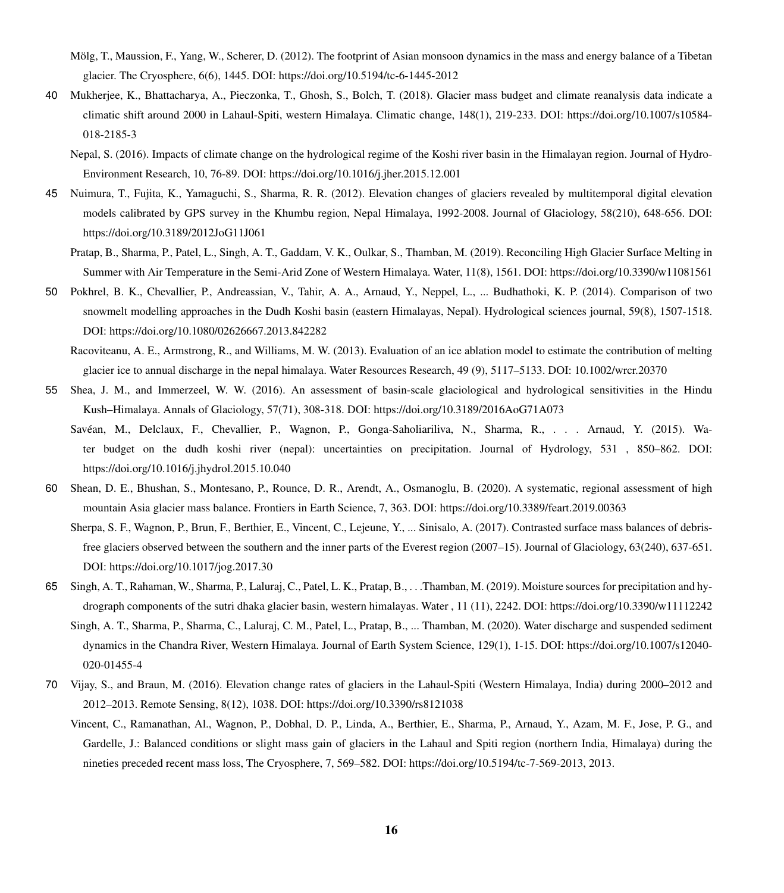Mölg, T., Maussion, F., Yang, W., Scherer, D. (2012). The footprint of Asian monsoon dynamics in the mass and energy balance of a Tibetan glacier. The Cryosphere, 6(6), 1445. DOI: https://doi.org/10.5194/tc-6-1445-2012

Mukherjee, K., Bhattacharya, A., Pieczonka, T., Ghosh, S., Bolch, T. (2018). Glacier mass budget and climate reanalysis data indicate a climatic shift around 2000 in Lahaul-Spiti, western Himalaya. Climatic change, 148(1), 219-233. DOI: https://doi.org/10.1007/s10584-018-2185-3

Nepal, S. (2016). Impacts of climate change on the hydrological regime of the Koshi river basin in the Himalayan region. Journal of Hydro-Environment Research, 10, 76-89. DOI: https://doi.org/10.1016/j.jher.2015.12.001

Nuimura, T., Fujita, K., Yamaguchi, S., Sharma, R. R. (2012). Elevation changes of glaciers revealed by multitemporal digital elevation models calibrated by GPS survey in the Khumbu region, Nepal Himalaya, 1992-2008. Journal of Glaciology, 58(210), 648-656. DOI: https://doi.org/10.3189/2012JoG11J061

Pratap, B., Sharma, P., Patel, L., Singh, A. T., Gaddam, V. K., Oulkar, S., Thamban, M. (2019). Reconciling High Glacier Surface Melting in Summer with Air Temperature in the Semi-Arid Zone of Western Himalaya. Water, 11(8), 1561. DOI: https://doi.org/10.3390/w11081561

Pokhrel, B. K., Chevallier, P., Andreassian, V., Tahir, A. A., Arnaud, Y., Neppel, L., ... Budhathoki, K. P. (2014). Comparison of two snowmelt modelling approaches in the Dudh Koshi basin (eastern Himalayas, Nepal). Hydrological sciences journal, 59(8), 1507-1518. DOI: https://doi.org/10.1080/02626667.2013.842282

Racoviteanu, A. E., Armstrong, R., and Williams, M. W. (2013). Evaluation of an ice ablation model to estimate the contribution of melting glacier ice to annual discharge in the nepal himalaya. Water Resources Research, 49 (9), 5117–5133. DOI: 10.1002/wrcr.20370

Shea, J. M., and Immerzeel, W. W. (2016). An assessment of basin-scale glaciological and hydrological sensitivities in the Hindu Kush–Himalaya. Annals of Glaciology, 57(71), 308-318. DOI: https://doi.org/10.3189/2016AoG71A073

Savéan, M., Delclaux, F., Chevallier, P., Wagnon, P., Gonga-Saholiariliva, N., Sharma, R., . . . Arnaud, Y. (2015). Water budget on the dudh koshi river (nepal): uncertainties on precipitation. Journal of Hydrology, 531 , 850–862. DOI: https://doi.org/10.1016/j.jhydrol.2015.10.040

Shean, D. E., Bhushan, S., Montesano, P., Rounce, D. R., Arendt, A., Osmanoglu, B. (2020). A systematic, regional assessment of high mountain Asia glacier mass balance. Frontiers in Earth Science, 7, 363. DOI: https://doi.org/10.3389/feart.2019.00363

Sherpa, S. F., Wagnon, P., Brun, F., Berthier, E., Vincent, C., Lejeune, Y., ... Sinisalo, A. (2017). Contrasted surface mass balances of debris-free glaciers observed between the southern and the inner parts of the Everest region (2007–15). Journal of Glaciology, 63(240), 637-651. DOI: https://doi.org/10.1017/jog.2017.30

Singh, A. T., Rahaman, W., Sharma, P., Laluraj, C., Patel, L. K., Pratap, B., . . .Thamban, M. (2019). Moisture sources for precipitation and hydrograph components of the sutri dhaka glacier basin, western himalayas. Water , 11 (11), 2242. DOI: https://doi.org/10.3390/w11112242

Singh, A. T., Sharma, P., Sharma, C., Laluraj, C. M., Patel, L., Pratap, B., ... Thamban, M. (2020). Water discharge and suspended sediment dynamics in the Chandra River, Western Himalaya. Journal of Earth System Science, 129(1), 1-15. DOI: https://doi.org/10.1007/s12040-020-01455-4

Vijay, S., and Braun, M. (2016). Elevation change rates of glaciers in the Lahaul-Spiti (Western Himalaya, India) during 2000–2012 and 2012–2013. Remote Sensing, 8(12), 1038. DOI: https://doi.org/10.3390/rs8121038

Vincent, C., Ramanathan, Al., Wagnon, P., Dobhal, D. P., Linda, A., Berthier, E., Sharma, P., Arnaud, Y., Azam, M. F., Jose, P. G., and Gardelle, J.: Balanced conditions or slight mass gain of glaciers in the Lahaul and Spiti region (northern India, Himalaya) during the nineties preceded recent mass loss, The Cryosphere, 7, 569–582. DOI: https://doi.org/10.5194/tc-7-569-2013, 2013.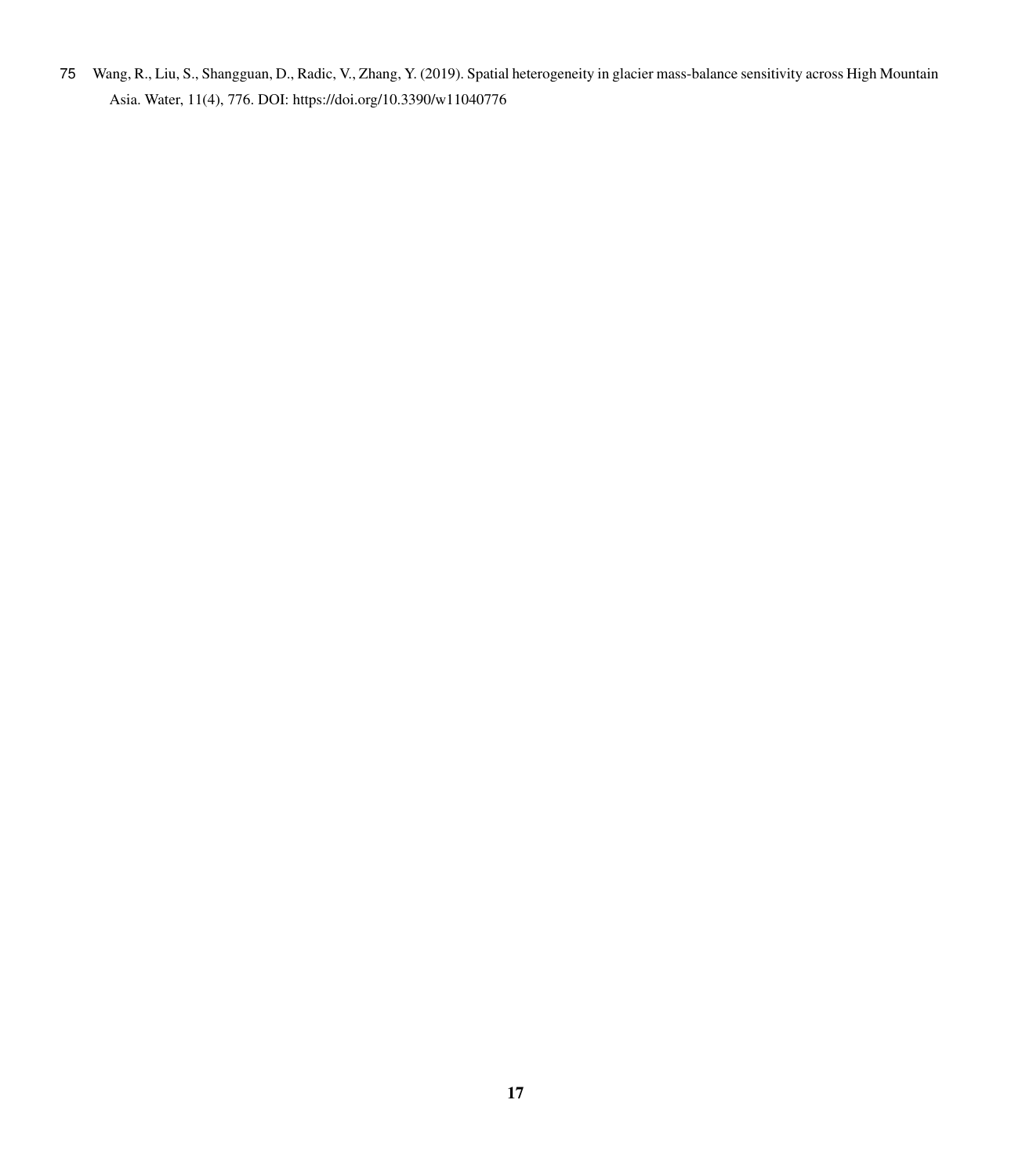75 Wang, R., Liu, S., Shangguan, D., Radic, V., Zhang, Y. (2019). Spatial heterogeneity in glacier mass-balance sensitivity across High Mountain Asia. Water, 11(4), 776. DOI: https://doi.org/10.3390/w11040776